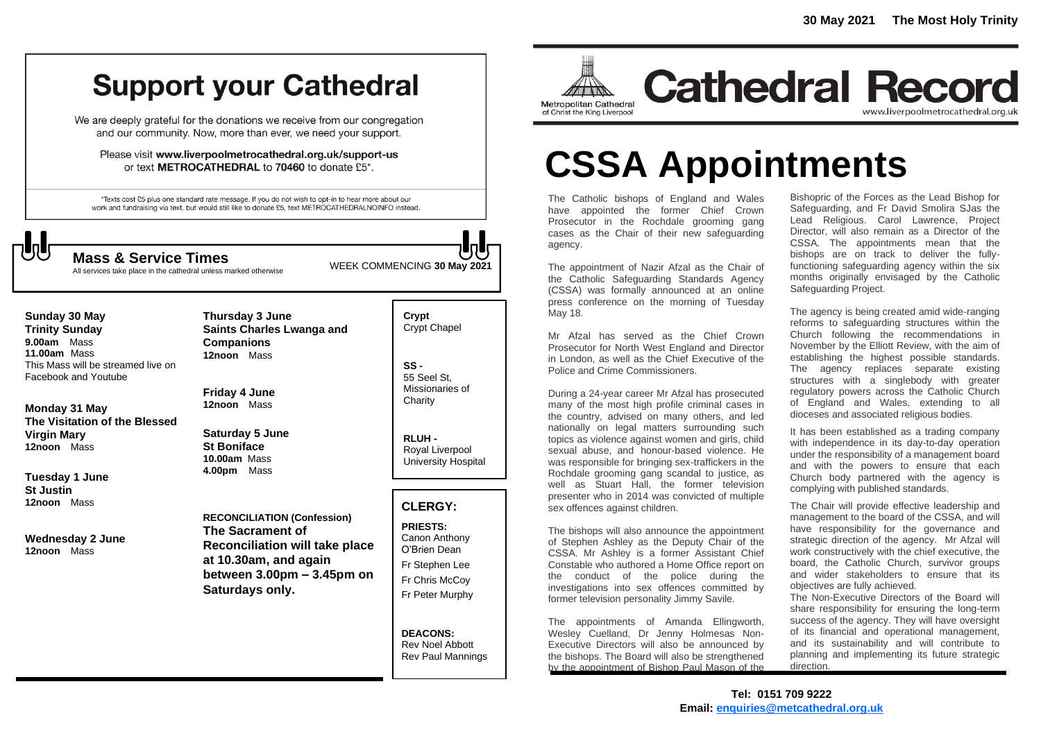30 May 2021 The Most Holy Trinity

# Cathedral Record

Metropolitan Cathedral of Christ the King Liverpool

www.liverpoolmetrocathedral.org.uk

# Support your Cathedral

We are deeply grateful for the donations we receive from our congregation and our community. Now, more than ever, we need your support.

Please visit **www.liverpoolmetrocathedral.org.uk/support-us** or text **METROCATHEDRAL** to **70460** to donate £5*.

*Texts cost £5 plus one standard rate message. If you do not wish to opt-in to hear more about our work and fundraising via text, but would still like to donate £5, text METROCATHEDRALNOINFO instead.

## Mass & Service Times

All services take place in the cathedral unless marked otherwise

WEEK COMMENCING **30 May 2021**

**Sunday 30 May**
**Trinity Sunday**
**9.00am** Mass
**11.00am** Mass
This Mass will be streamed live on Facebook and Youtube

**Monday 31 May**
**The Visitation of the Blessed Virgin Mary**
**12noon** Mass

**Tuesday 1 June**
**St Justin**
**12noon** Mass

**Wednesday 2 June**
**12noon** Mass

**Thursday 3 June**
**Saints Charles Lwanga and Companions**
**12noon** Mass

**Friday 4 June**
**12noon** Mass

**Saturday 5 June**
**St Boniface**
**10.00am** Mass
**4.00pm** Mass

**RECONCILIATION (Confession)**
**The Sacrament of Reconciliation will take place at 10.30am, and again between 3.00pm – 3.45pm on Saturdays only.**

**Crypt** Crypt Chapel

**SS -** 55 Seel St, Missionaries of Charity

**RLUH -** Royal Liverpool University Hospital

## CLERGY:

**PRIESTS:**
Canon Anthony O'Brien Dean
Fr Stephen Lee
Fr Chris McCoy
Fr Peter Murphy

**DEACONS:**
Rev Noel Abbott
Rev Paul Mannings

# CSSA Appointments

The Catholic bishops of England and Wales have appointed the former Chief Crown Prosecutor in the Rochdale grooming gang cases as the Chair of their new safeguarding agency.

The appointment of Nazir Afzal as the Chair of the Catholic Safeguarding Standards Agency (CSSA) was formally announced at an online press conference on the morning of Tuesday May 18.

Mr Afzal has served as the Chief Crown Prosecutor for North West England and Director in London, as well as the Chief Executive of the Police and Crime Commissioners.

During a 24-year career Mr Afzal has prosecuted many of the most high profile criminal cases in the country, advised on many others, and led nationally on legal matters surrounding such topics as violence against women and girls, child sexual abuse, and honour-based violence. He was responsible for bringing sex-traffickers in the Rochdale grooming gang scandal to justice, as well as Stuart Hall, the former television presenter who in 2014 was convicted of multiple sex offences against children.

The bishops will also announce the appointment of Stephen Ashley as the Deputy Chair of the CSSA. Mr Ashley is a former Assistant Chief Constable who authored a Home Office report on the conduct of the police during the investigations into sex offences committed by former television personality Jimmy Savile.

The appointments of Amanda Ellingworth, Wesley Cuelland, Dr Jenny Holmesas Non-Executive Directors will also be announced by the bishops. The Board will also be strengthened by the appointment of Bishop Paul Mason of the Bishopric of the Forces as the Lead Bishop for Safeguarding, and Fr David Smolira SJas the Lead Religious. Carol Lawrence, Project Director, will also remain as a Director of the CSSA. The appointments mean that the bishops are on track to deliver the fully-functioning safeguarding agency within the six months originally envisaged by the Catholic Safeguarding Project.

The agency is being created amid wide-ranging reforms to safeguarding structures within the Church following the recommendations in November by the Elliott Review, with the aim of establishing the highest possible standards. The agency replaces separate existing structures with a singlebody with greater regulatory powers across the Catholic Church of England and Wales, extending to all dioceses and associated religious bodies.

It has been established as a trading company with independence in its day-to-day operation under the responsibility of a management board and with the powers to ensure that each Church body partnered with the agency is complying with published standards.

The Chair will provide effective leadership and management to the board of the CSSA, and will have responsibility for the governance and strategic direction of the agency. Mr Afzal will work constructively with the chief executive, the board, the Catholic Church, survivor groups and wider stakeholders to ensure that its objectives are fully achieved.

The Non-Executive Directors of the Board will share responsibility for ensuring the long-term success of the agency. They will have oversight of its financial and operational management, and its sustainability and will contribute to planning and implementing its future strategic direction.

**Tel: 0151 709 9222**
**Email: enquiries@metcathedral.org.uk**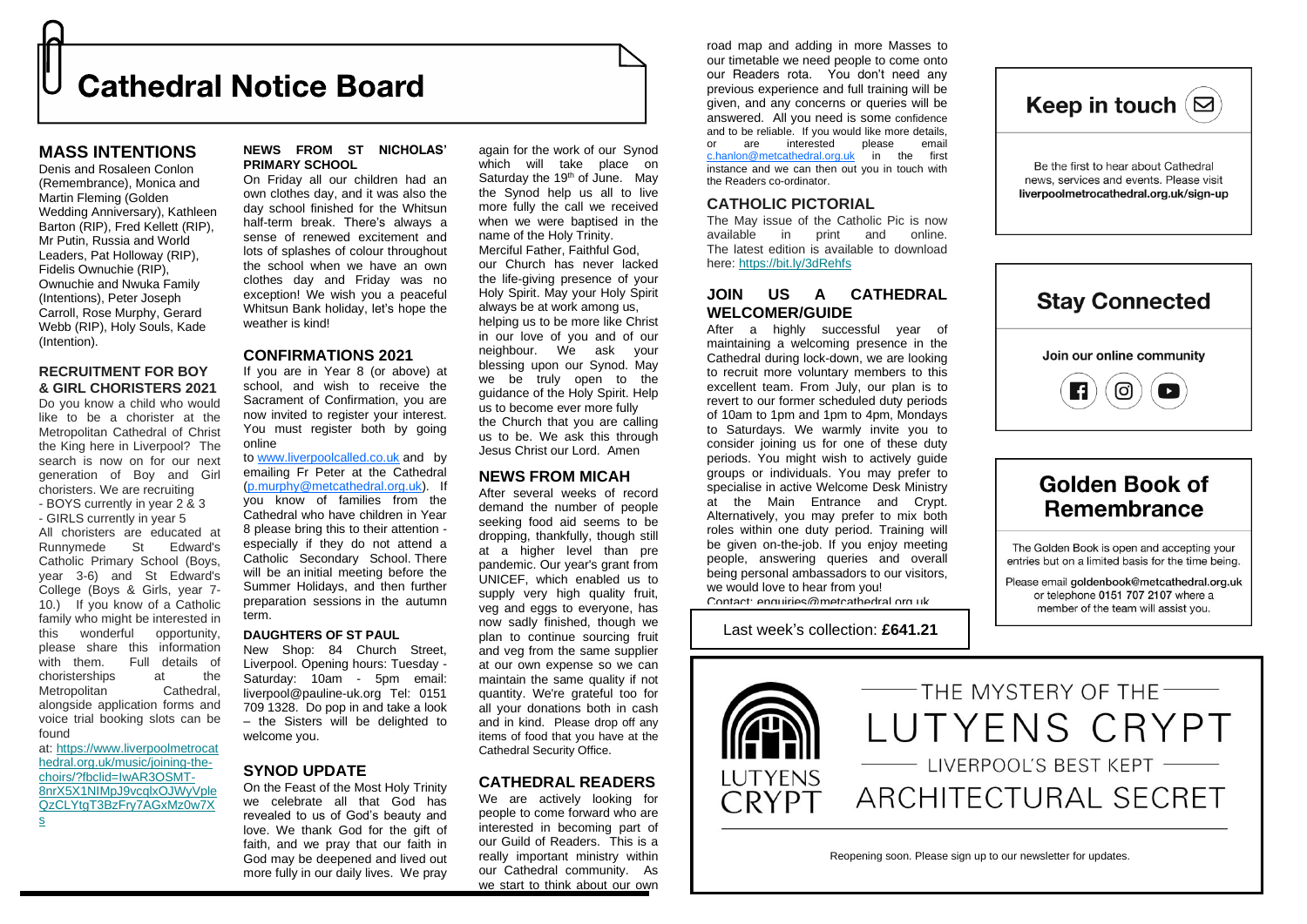# Cathedral Notice Board

## MASS INTENTIONS

Denis and Rosaleen Conlon (Remembrance), Monica and Martin Fleming (Golden Wedding Anniversary), Kathleen Barton (RIP), Fred Kellett (RIP), Mr Putin, Russia and World Leaders, Pat Holloway (RIP), Fidelis Ownuchie (RIP), Ownuchie and Nwuka Family (Intentions), Peter Joseph Carroll, Rose Murphy, Gerard Webb (RIP), Holy Souls, Kade (Intention).

## RECRUITMENT FOR BOY & GIRL CHORISTERS 2021

Do you know a child who would like to be a chorister at the Metropolitan Cathedral of Christ the King here in Liverpool? The search is now on for our next generation of Boy and Girl choristers. We are recruiting

- BOYS currently in year 2 & 3
- GIRLS currently in year 5

All choristers are educated at Runnymede St Edward's Catholic Primary School (Boys, year 3-6) and St Edward's College (Boys & Girls, year 7-10.) If you know of a Catholic family who might be interested in this wonderful opportunity, please share this information with them. Full details of choristerships at the Metropolitan Cathedral, alongside application forms and voice trial booking slots can be found at: https://www.liverpoolmetrocathedral.org.uk/music/joining-the-choirs/?fbclid=IwAR3OSMT-8nrX5X1NIMpJ9vcqlxOJWyVpleQzCLYtgT3BzFry7AGxMz0w7Xs

## NEWS FROM ST NICHOLAS' PRIMARY SCHOOL

On Friday all our children had an own clothes day, and it was also the day school finished for the Whitsun half-term break. There's always a sense of renewed excitement and lots of splashes of colour throughout the school when we have an own clothes day and Friday was no exception! We wish you a peaceful Whitsun Bank holiday, let's hope the weather is kind!

## CONFIRMATIONS 2021

If you are in Year 8 (or above) at school, and wish to receive the Sacrament of Confirmation, you are now invited to register your interest. You must register both by going online to www.liverpoolcalled.co.uk and by emailing Fr Peter at the Cathedral (p.murphy@metcathedral.org.uk). If you know of families from the Cathedral who have children in Year 8 please bring this to their attention - especially if they do not attend a Catholic Secondary School. There will be an initial meeting before the Summer Holidays, and then further preparation sessions in the autumn term.

### DAUGHTERS OF ST PAUL

New Shop: 84 Church Street, Liverpool. Opening hours: Tuesday - Saturday: 10am - 5pm email: liverpool@pauline-uk.org Tel: 0151 709 1328. Do pop in and take a look – the Sisters will be delighted to welcome you.

## SYNOD UPDATE

On the Feast of the Most Holy Trinity we celebrate all that God has revealed to us of God's beauty and love. We thank God for the gift of faith, and we pray that our faith in God may be deepened and lived out more fully in our daily lives. We pray again for the work of our Synod which will take place on Saturday the 19th of June. May the Synod help us all to live more fully the call we received when we were baptised in the name of the Holy Trinity.

Merciful Father, Faithful God,
our Church has never lacked the life-giving presence of your Holy Spirit. May your Holy Spirit always be at work among us, helping us to be more like Christ in our love of you and of our neighbour. We ask your blessing upon our Synod. May we be truly open to the guidance of the Holy Spirit. Help us to become ever more fully the Church that you are calling us to be. We ask this through Jesus Christ our Lord. Amen

## NEWS FROM MICAH

After several weeks of record demand the number of people seeking food aid seems to be dropping, thankfully, though still at a higher level than pre pandemic. Our year's grant from UNICEF, which enabled us to supply very high quality fruit, veg and eggs to everyone, has now sadly finished, though we plan to continue sourcing fruit and veg from the same supplier at our own expense so we can maintain the same quality if not quantity. We're grateful too for all your donations both in cash and in kind. Please drop off any items of food that you have at the Cathedral Security Office.

## CATHEDRAL READERS

We are actively looking for people to come forward who are interested in becoming part of our Guild of Readers. This is a really important ministry within our Cathedral community. As we start to think about our own road map and adding in more Masses to our timetable we need people to come onto our Readers rota. You don't need any previous experience and full training will be given, and any concerns or queries will be answered. All you need is some confidence and to be reliable. If you would like more details, or are interested please email c.hanlon@metcathedral.org.uk in the first instance and we can then out you in touch with the Readers co-ordinator.

## CATHOLIC PICTORIAL

The May issue of the Catholic Pic is now available in print and online. The latest edition is available to download here: https://bit.ly/3dRehfs

## JOIN US A CATHEDRAL WELCOMER/GUIDE

After a highly successful year of maintaining a welcoming presence in the Cathedral during lock-down, we are looking to recruit more voluntary members to this excellent team. From July, our plan is to revert to our former scheduled duty periods of 10am to 1pm and 1pm to 4pm, Mondays to Saturdays. We warmly invite you to consider joining us for one of these duty periods. You might wish to actively guide groups or individuals. You may prefer to specialise in active Welcome Desk Ministry at the Main Entrance and Crypt. Alternatively, you may prefer to mix both roles within one duty period. Training will be given on-the-job. If you enjoy meeting people, answering queries and overall being personal ambassadors to our visitors, we would love to hear from you!

Contact: enquiries@metcathedral.org.uk

Last week's collection: **£641.21**

## Keep in touch

Be the first to hear about Cathedral news, services and events. Please visit **liverpoolmetrocathedral.org.uk/sign-up**

## Stay Connected

**Join our online community**

## Golden Book of Remembrance

The Golden Book is open and accepting your entries but on a limited basis for the time being.

Please email **goldenbook@metcathedral.org.uk** or telephone **0151 707 2107** where a member of the team will assist you.

LUTYENS CRYPT

THE MYSTERY OF THE LUTYENS CRYPT

LIVERPOOL'S BEST KEPT ARCHITECTURAL SECRET

Reopening soon. Please sign up to our newsletter for updates.